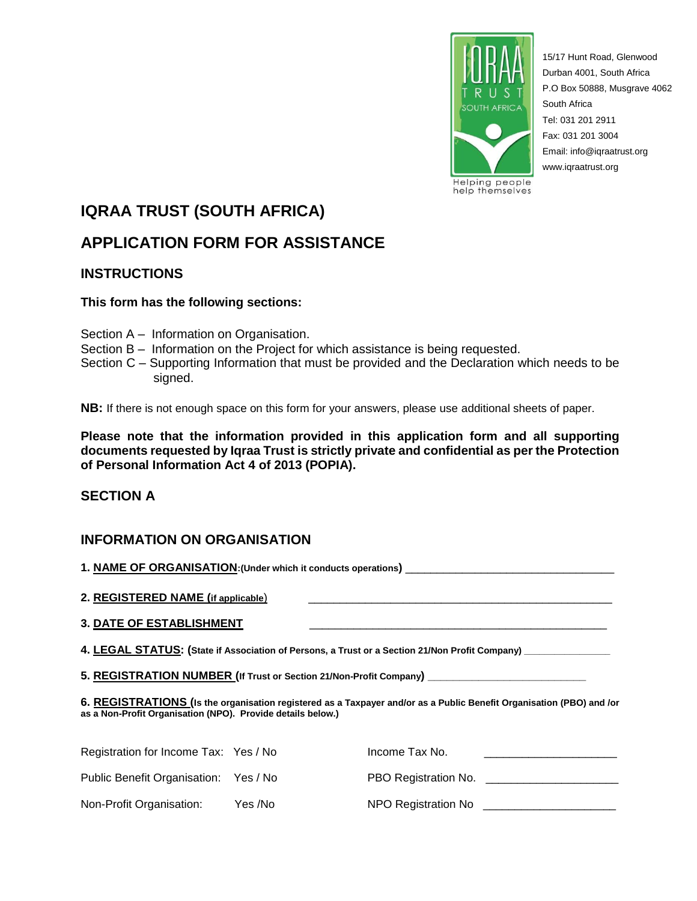15/17 Hunt Road, Glenwood
Durban 4001, South Africa
P.O Box 50888, Musgrave 4062
South Africa
Tel: 031 201 2911
Fax: 031 201 3004
Email: info@iqraatrust.org
www.iqraatrust.org

Helping people help themselves

# IQRAA TRUST (SOUTH AFRICA)

# APPLICATION FORM FOR ASSISTANCE

## INSTRUCTIONS

**This form has the following sections:**

Section A – Information on Organisation.
Section B – Information on the Project for which assistance is being requested.
Section C – Supporting Information that must be provided and the Declaration which needs to be signed.

**NB:** If there is not enough space on this form for your answers, please use additional sheets of paper.

**Please note that the information provided in this application form and all supporting documents requested by Iqraa Trust is strictly private and confidential as per the Protection of Personal Information Act 4 of 2013 (POPIA).**

## SECTION A

## INFORMATION ON ORGANISATION

**1. NAME OF ORGANISATION:(Under which it conducts operations)** ___________________________________

**2. REGISTERED NAME (if applicable)** ___________________________________________________

**3. DATE OF ESTABLISHMENT** ________________________________________________

**4. LEGAL STATUS: (State if Association of Persons, a Trust or a Section 21/Non Profit Company)** ________________

**5. REGISTRATION NUMBER (If Trust or Section 21/Non-Profit Company)** ____________________________

**6. REGISTRATIONS (Is the organisation registered as a Taxpayer and/or as a Public Benefit Organisation (PBO) and /or as a Non-Profit Organisation (NPO). Provide details below.)**

Registration for Income Tax: Yes / No — Income Tax No. ______________________

Public Benefit Organisation: Yes / No — PBO Registration No. ______________________

Non-Profit Organisation: Yes /No — NPO Registration No ______________________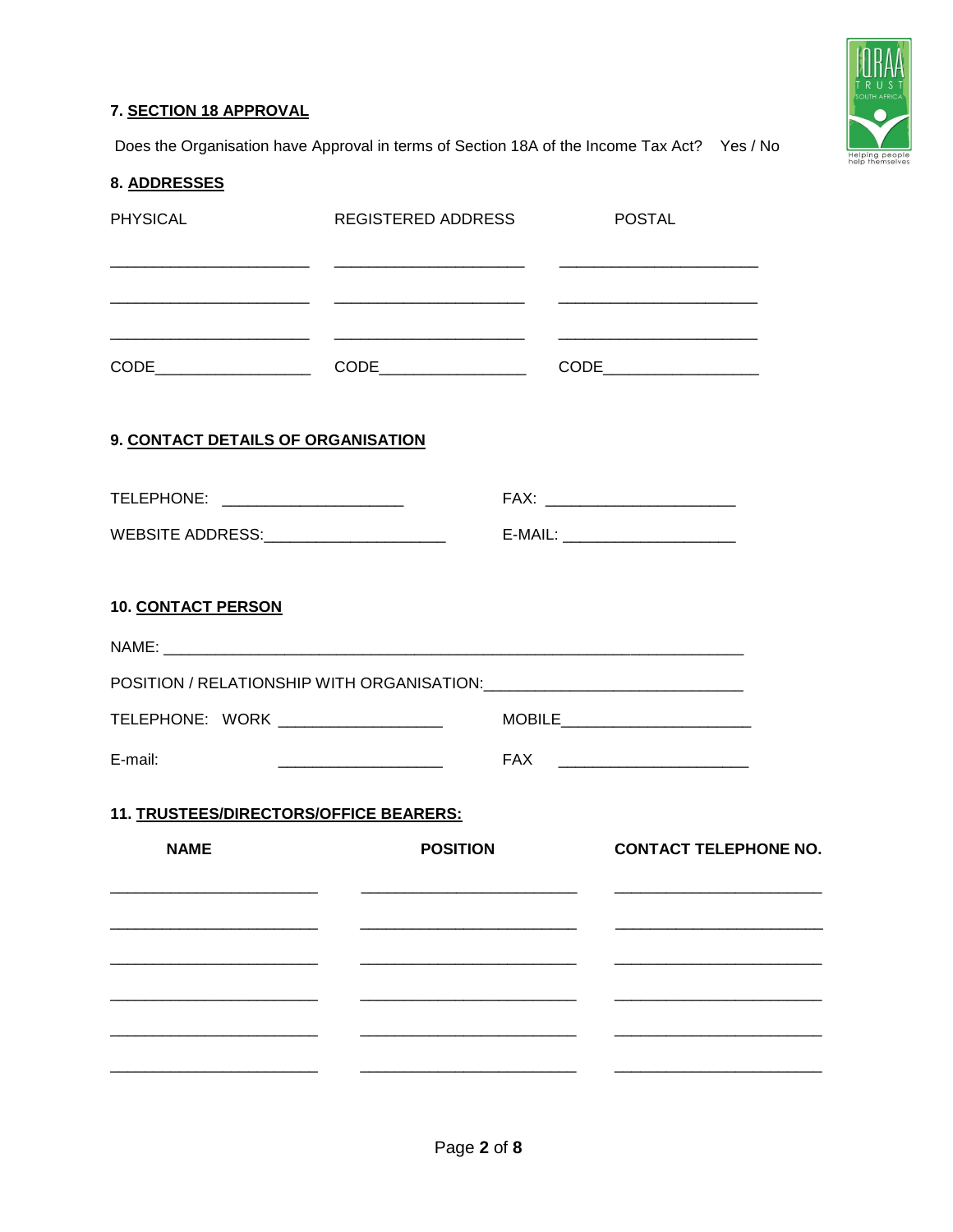## 7. SECTION 18 APPROVAL

Does the Organisation have Approval in terms of Section 18A of the Income Tax Act? Yes / No

## 8. ADDRESSES

| PHYSICAL | REGISTERED ADDRESS | POSTAL |
|---|---|---|
| ______________________ | ______________________ | ______________________ |
| ______________________ | ______________________ | ______________________ |
| ______________________ | ______________________ | ______________________ |
| CODE_________________ | CODE________________ | CODE_________________ |

## 9. CONTACT DETAILS OF ORGANISATION

TELEPHONE: ____________________ FAX: _____________________

WEBSITE ADDRESS:____________________ E-MAIL: ___________________

## 10. CONTACT PERSON

NAME: _________________________________________________________________

POSITION / RELATIONSHIP WITH ORGANISATION:____________________________

TELEPHONE: WORK __________________ MOBILE_____________________

E-mail: __________________ FAX _____________________

## 11. TRUSTEES/DIRECTORS/OFFICE BEARERS:

| NAME | POSITION | CONTACT TELEPHONE NO. |
|---|---|---|
| _______________________ | ________________________ | _______________________ |
| _______________________ | ________________________ | _______________________ |
| _______________________ | ________________________ | _______________________ |
| _______________________ | ________________________ | _______________________ |
| _______________________ | ________________________ | _______________________ |
| _______________________ | ________________________ | _______________________ |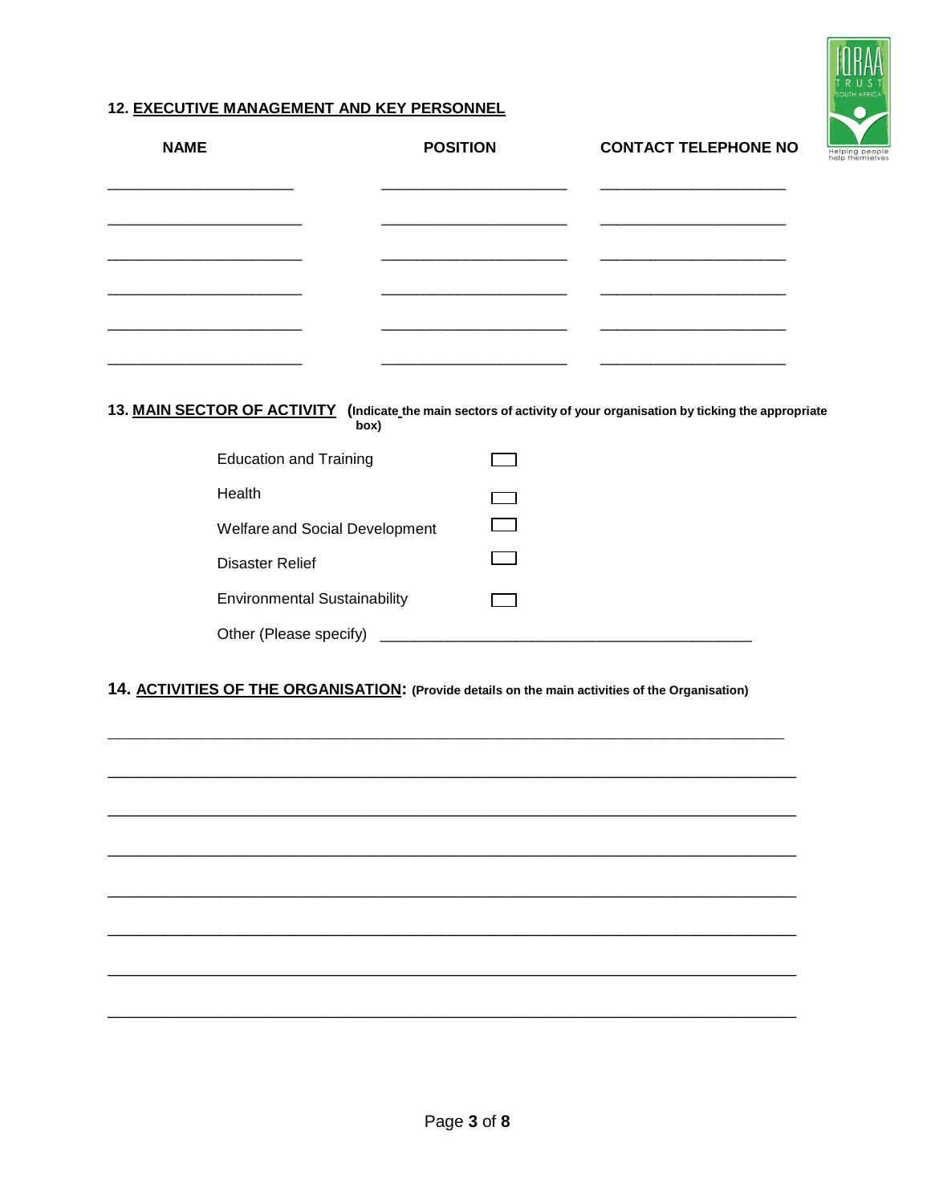## 12. EXECUTIVE MANAGEMENT AND KEY PERSONNEL

| NAME | POSITION | CONTACT TELEPHONE NO |
|---|---|---|
| ______________________ | ______________________ | ______________________ |
| ______________________ | ______________________ | ______________________ |
| ______________________ | ______________________ | ______________________ |
| ______________________ | ______________________ | ______________________ |
| ______________________ | ______________________ | ______________________ |
| ______________________ | ______________________ | ______________________ |

## 13. MAIN SECTOR OF ACTIVITY (Indicate the main sectors of activity of your organisation by ticking the appropriate box)

- Education and Training ☐
- Health ☐
- Welfare and Social Development ☐
- Disaster Relief ☐
- Environmental Sustainability ☐
- Other (Please specify) ____________________________________________

## 14. ACTIVITIES OF THE ORGANISATION: (Provide details on the main activities of the Organisation)

________________________________________________________________________________

________________________________________________________________________________

________________________________________________________________________________

________________________________________________________________________________

________________________________________________________________________________

________________________________________________________________________________

________________________________________________________________________________

________________________________________________________________________________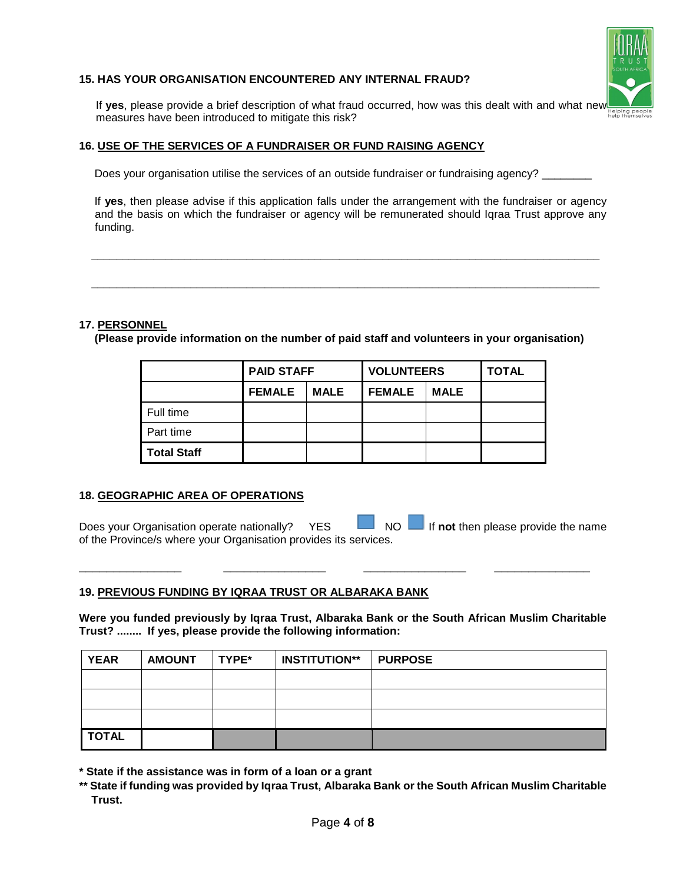**15. HAS YOUR ORGANISATION ENCOUNTERED ANY INTERNAL FRAUD?**

If **yes**, please provide a brief description of what fraud occurred, how was this dealt with and what new measures have been introduced to mitigate this risk?

**16. USE OF THE SERVICES OF A FUNDRAISER OR FUND RAISING AGENCY**

Does your organisation utilise the services of an outside fundraiser or fundraising agency? ________

If **yes**, then please advise if this application falls under the arrangement with the fundraiser or agency and the basis on which the fundraiser or agency will be remunerated should Iqraa Trust approve any funding.

_______________________________________________________________________________

_______________________________________________________________________________

**17. PERSONNEL**

**(Please provide information on the number of paid staff and volunteers in your organisation)**

| | PAID STAFF | | VOLUNTEERS | | TOTAL |
|---|---|---|---|---|---|
| | FEMALE | MALE | FEMALE | MALE | |
| Full time | | | | | |
| Part time | | | | | |
| **Total Staff** | | | | | |

**18. GEOGRAPHIC AREA OF OPERATIONS**

Does your Organisation operate nationally? YES ☐ NO ☐ If **not** then please provide the name of the Province/s where your Organisation provides its services.

________________ ________________ ________________ _______________

**19. PREVIOUS FUNDING BY IQRAA TRUST OR ALBARAKA BANK**

**Were you funded previously by Iqraa Trust, Albaraka Bank or the South African Muslim Charitable Trust? ........ If yes, please provide the following information:**

| YEAR | AMOUNT | TYPE* | INSTITUTION** | PURPOSE |
|---|---|---|---|---|
| | | | | |
| | | | | |
| | | | | |
| **TOTAL** | | | | |

**\* State if the assistance was in form of a loan or a grant**

**\*\* State if funding was provided by Iqraa Trust, Albaraka Bank or the South African Muslim Charitable Trust.**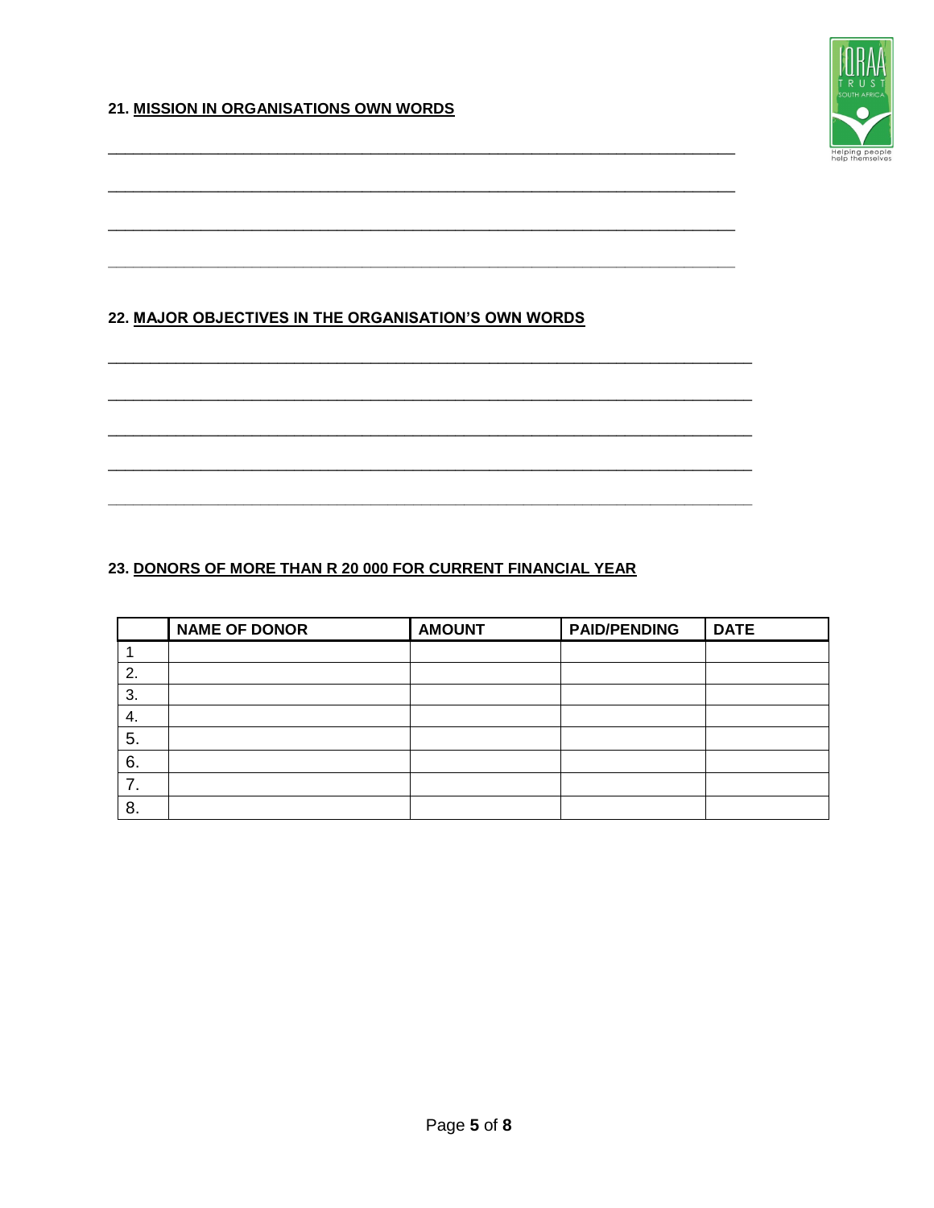**21. MISSION IN ORGANISATIONS OWN WORDS**

\_\_\_\_\_\_\_\_\_\_\_\_\_\_\_\_\_\_\_\_\_\_\_\_\_\_\_\_\_\_\_\_\_\_\_\_\_\_\_\_\_\_\_\_\_\_\_\_\_\_\_\_\_\_\_\_\_\_\_\_\_\_\_\_\_\_\_\_\_\_\_\_

\_\_\_\_\_\_\_\_\_\_\_\_\_\_\_\_\_\_\_\_\_\_\_\_\_\_\_\_\_\_\_\_\_\_\_\_\_\_\_\_\_\_\_\_\_\_\_\_\_\_\_\_\_\_\_\_\_\_\_\_\_\_\_\_\_\_\_\_\_\_\_\_

\_\_\_\_\_\_\_\_\_\_\_\_\_\_\_\_\_\_\_\_\_\_\_\_\_\_\_\_\_\_\_\_\_\_\_\_\_\_\_\_\_\_\_\_\_\_\_\_\_\_\_\_\_\_\_\_\_\_\_\_\_\_\_\_\_\_\_\_\_\_\_\_

\_\_\_\_\_\_\_\_\_\_\_\_\_\_\_\_\_\_\_\_\_\_\_\_\_\_\_\_\_\_\_\_\_\_\_\_\_\_\_\_\_\_\_\_\_\_\_\_\_\_\_\_\_\_\_\_\_\_\_\_\_\_\_\_\_\_\_\_\_\_\_\_

**22. MAJOR OBJECTIVES IN THE ORGANISATION'S OWN WORDS**

\_\_\_\_\_\_\_\_\_\_\_\_\_\_\_\_\_\_\_\_\_\_\_\_\_\_\_\_\_\_\_\_\_\_\_\_\_\_\_\_\_\_\_\_\_\_\_\_\_\_\_\_\_\_\_\_\_\_\_\_\_\_\_\_\_\_\_\_\_\_\_\_

\_\_\_\_\_\_\_\_\_\_\_\_\_\_\_\_\_\_\_\_\_\_\_\_\_\_\_\_\_\_\_\_\_\_\_\_\_\_\_\_\_\_\_\_\_\_\_\_\_\_\_\_\_\_\_\_\_\_\_\_\_\_\_\_\_\_\_\_\_\_\_\_

\_\_\_\_\_\_\_\_\_\_\_\_\_\_\_\_\_\_\_\_\_\_\_\_\_\_\_\_\_\_\_\_\_\_\_\_\_\_\_\_\_\_\_\_\_\_\_\_\_\_\_\_\_\_\_\_\_\_\_\_\_\_\_\_\_\_\_\_\_\_\_\_

\_\_\_\_\_\_\_\_\_\_\_\_\_\_\_\_\_\_\_\_\_\_\_\_\_\_\_\_\_\_\_\_\_\_\_\_\_\_\_\_\_\_\_\_\_\_\_\_\_\_\_\_\_\_\_\_\_\_\_\_\_\_\_\_\_\_\_\_\_\_\_\_

\_\_\_\_\_\_\_\_\_\_\_\_\_\_\_\_\_\_\_\_\_\_\_\_\_\_\_\_\_\_\_\_\_\_\_\_\_\_\_\_\_\_\_\_\_\_\_\_\_\_\_\_\_\_\_\_\_\_\_\_\_\_\_\_\_\_\_\_\_\_\_\_

**23. DONORS OF MORE THAN R 20 000 FOR CURRENT FINANCIAL YEAR**

| | NAME OF DONOR | AMOUNT | PAID/PENDING | DATE |
|---|---|---|---|---|
| 1 | | | | |
| 2. | | | | |
| 3. | | | | |
| 4. | | | | |
| 5. | | | | |
| 6. | | | | |
| 7. | | | | |
| 8. | | | | |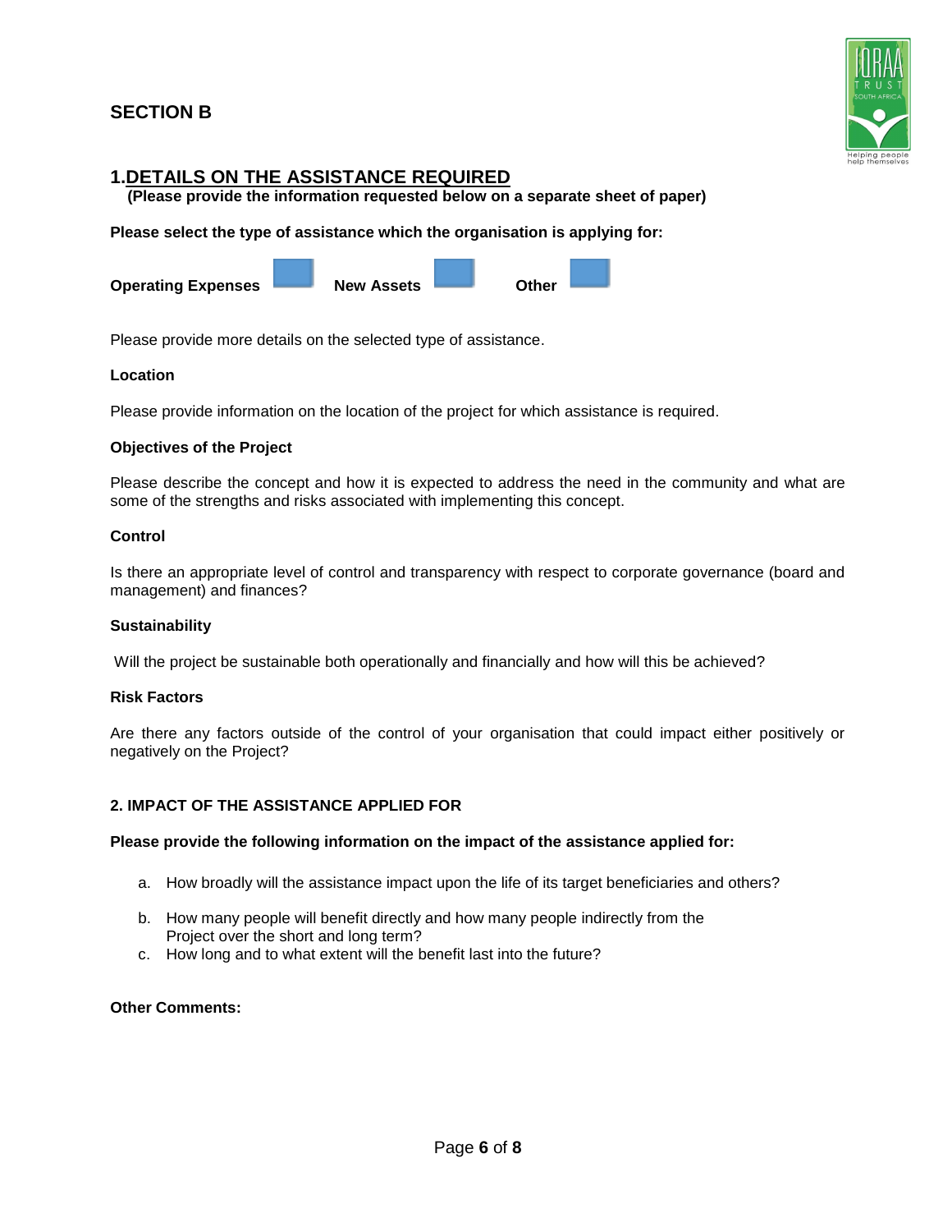## SECTION B

### 1. DETAILS ON THE ASSISTANCE REQUIRED

**(Please provide the information requested below on a separate sheet of paper)**

**Please select the type of assistance which the organisation is applying for:**

**Operating Expenses** ☐ **New Assets** ☐ **Other** ☐

Please provide more details on the selected type of assistance.

**Location**

Please provide information on the location of the project for which assistance is required.

**Objectives of the Project**

Please describe the concept and how it is expected to address the need in the community and what are some of the strengths and risks associated with implementing this concept.

**Control**

Is there an appropriate level of control and transparency with respect to corporate governance (board and management) and finances?

**Sustainability**

Will the project be sustainable both operationally and financially and how will this be achieved?

**Risk Factors**

Are there any factors outside of the control of your organisation that could impact either positively or negatively on the Project?

### 2. IMPACT OF THE ASSISTANCE APPLIED FOR

**Please provide the following information on the impact of the assistance applied for:**

a. How broadly will the assistance impact upon the life of its target beneficiaries and others?

b. How many people will benefit directly and how many people indirectly from the Project over the short and long term?

c. How long and to what extent will the benefit last into the future?

**Other Comments:**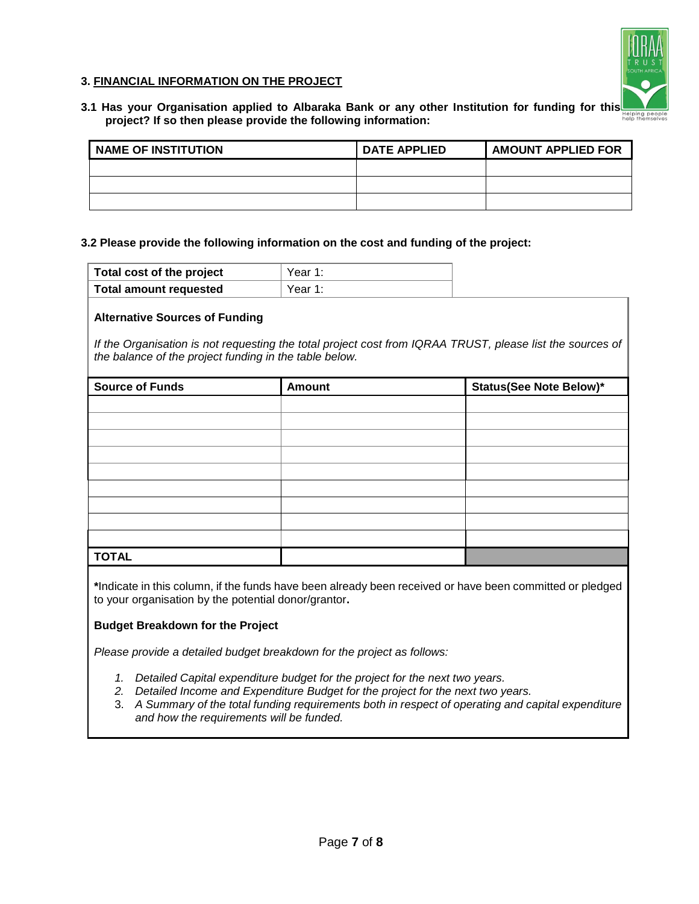## 3. FINANCIAL INFORMATION ON THE PROJECT

**3.1 Has your Organisation applied to Albaraka Bank or any other Institution for funding for this project? If so then please provide the following information:**

| NAME OF INSTITUTION | DATE APPLIED | AMOUNT APPLIED FOR |
|---|---|---|
| | | |
| | | |
| | | |

**3.2 Please provide the following information on the cost and funding of the project:**

| | |
|---|---|
| **Total cost of the project** | Year 1: |
| **Total amount requested** | Year 1: |

**Alternative Sources of Funding**

*If the Organisation is not requesting the total project cost from IQRAA TRUST, please list the sources of the balance of the project funding in the table below.*

| Source of Funds | Amount | Status(See Note Below)* |
|---|---|---|
| | | |
| | | |
| | | |
| | | |
| | | |
| | | |
| | | |
| | | |
| | | |
| **TOTAL** | | |

***Indicate in this column, if the funds have been already been received or have been committed or pledged to your organisation by the potential donor/grantor.**

**Budget Breakdown for the Project**

*Please provide a detailed budget breakdown for the project as follows:*

1. *Detailed Capital expenditure budget for the project for the next two years.*
2. *Detailed Income and Expenditure Budget for the project for the next two years.*
3. *A Summary of the total funding requirements both in respect of operating and capital expenditure and how the requirements will be funded.*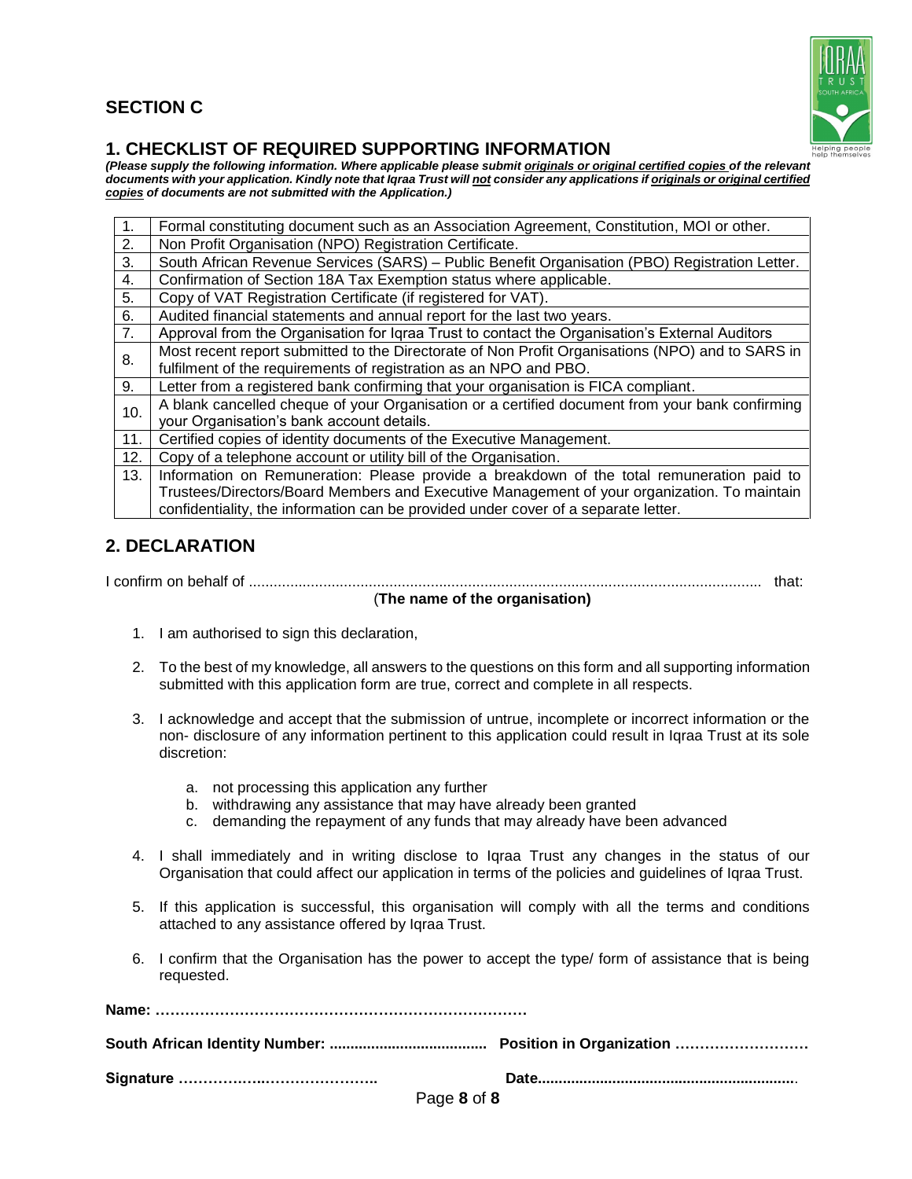## SECTION C

## 1. CHECKLIST OF REQUIRED SUPPORTING INFORMATION

***(Please supply the following information. Where applicable please submit <u>originals or original certified copies</u> of the relevant documents with your application. Kindly note that Iqraa Trust will <u>not</u> consider any applications if <u>originals or original certified copies</u> of documents are not submitted with the Application.)***

| | |
|---|---|
| 1. | Formal constituting document such as an Association Agreement, Constitution, MOI or other. |
| 2. | Non Profit Organisation (NPO) Registration Certificate. |
| 3. | South African Revenue Services (SARS) – Public Benefit Organisation (PBO) Registration Letter. |
| 4. | Confirmation of Section 18A Tax Exemption status where applicable. |
| 5. | Copy of VAT Registration Certificate (if registered for VAT). |
| 6. | Audited financial statements and annual report for the last two years. |
| 7. | Approval from the Organisation for Iqraa Trust to contact the Organisation's External Auditors |
| 8. | Most recent report submitted to the Directorate of Non Profit Organisations (NPO) and to SARS in fulfilment of the requirements of registration as an NPO and PBO. |
| 9. | Letter from a registered bank confirming that your organisation is FICA compliant. |
| 10. | A blank cancelled cheque of your Organisation or a certified document from your bank confirming your Organisation's bank account details. |
| 11. | Certified copies of identity documents of the Executive Management. |
| 12. | Copy of a telephone account or utility bill of the Organisation. |
| 13. | Information on Remuneration: Please provide a breakdown of the total remuneration paid to Trustees/Directors/Board Members and Executive Management of your organization. To maintain confidentiality, the information can be provided under cover of a separate letter. |

## 2. DECLARATION

I confirm on behalf of .......................................................................................................................... that:

(**The name of the organisation)**

1. I am authorised to sign this declaration,
2. To the best of my knowledge, all answers to the questions on this form and all supporting information submitted with this application form are true, correct and complete in all respects.
3. I acknowledge and accept that the submission of untrue, incomplete or incorrect information or the non- disclosure of any information pertinent to this application could result in Iqraa Trust at its sole discretion:
   a. not processing this application any further
   b. withdrawing any assistance that may have already been granted
   c. demanding the repayment of any funds that may already have been advanced
4. I shall immediately and in writing disclose to Iqraa Trust any changes in the status of our Organisation that could affect our application in terms of the policies and guidelines of Iqraa Trust.
5. If this application is successful, this organisation will comply with all the terms and conditions attached to any assistance offered by Iqraa Trust.
6. I confirm that the Organisation has the power to accept the type/ form of assistance that is being requested.

**Name: …………………………………………………………………**

**South African Identity Number: ...................................... Position in Organization ………………………**

**Signature ……………..………………….. Date.............................................................**.